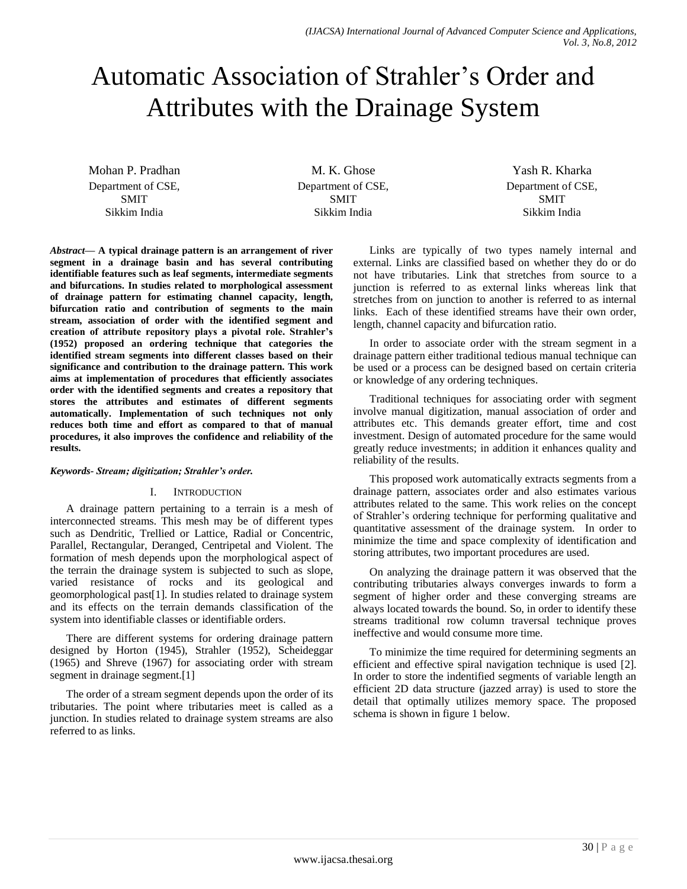# Automatic Association of Strahler's Order and Attributes with the Drainage System

Mohan P. Pradhan
Department of CSE, SMIT
Sikkim India

M. K. Ghose
Department of CSE, SMIT
Sikkim India

Yash R. Kharka
Department of CSE, SMIT
Sikkim India

***Abstract*— A typical drainage pattern is an arrangement of river segment in a drainage basin and has several contributing identifiable features such as leaf segments, intermediate segments and bifurcations. In studies related to morphological assessment of drainage pattern for estimating channel capacity, length, bifurcation ratio and contribution of segments to the main stream, association of order with the identified segment and creation of attribute repository plays a pivotal role. Strahler's (1952) proposed an ordering technique that categories the identified stream segments into different classes based on their significance and contribution to the drainage pattern. This work aims at implementation of procedures that efficiently associates order with the identified segments and creates a repository that stores the attributes and estimates of different segments automatically. Implementation of such techniques not only reduces both time and effort as compared to that of manual procedures, it also improves the confidence and reliability of the results.**

***Keywords- Stream; digitization; Strahler's order.***

## I. Introduction

A drainage pattern pertaining to a terrain is a mesh of interconnected streams. This mesh may be of different types such as Dendritic, Trellied or Lattice, Radial or Concentric, Parallel, Rectangular, Deranged, Centripetal and Violent. The formation of mesh depends upon the morphological aspect of the terrain the drainage system is subjected to such as slope, varied resistance of rocks and its geological and geomorphological past[1]. In studies related to drainage system and its effects on the terrain demands classification of the system into identifiable classes or identifiable orders.

There are different systems for ordering drainage pattern designed by Horton (1945), Strahler (1952), Scheideggar (1965) and Shreve (1967) for associating order with stream segment in drainage segment.[1]

The order of a stream segment depends upon the order of its tributaries. The point where tributaries meet is called as a junction. In studies related to drainage system streams are also referred to as links.

Links are typically of two types namely internal and external. Links are classified based on whether they do or do not have tributaries. Link that stretches from source to a junction is referred to as external links whereas link that stretches from on junction to another is referred to as internal links. Each of these identified streams have their own order, length, channel capacity and bifurcation ratio.

In order to associate order with the stream segment in a drainage pattern either traditional tedious manual technique can be used or a process can be designed based on certain criteria or knowledge of any ordering techniques.

Traditional techniques for associating order with segment involve manual digitization, manual association of order and attributes etc. This demands greater effort, time and cost investment. Design of automated procedure for the same would greatly reduce investments; in addition it enhances quality and reliability of the results.

This proposed work automatically extracts segments from a drainage pattern, associates order and also estimates various attributes related to the same. This work relies on the concept of Strahler's ordering technique for performing qualitative and quantitative assessment of the drainage system. In order to minimize the time and space complexity of identification and storing attributes, two important procedures are used.

On analyzing the drainage pattern it was observed that the contributing tributaries always converges inwards to form a segment of higher order and these converging streams are always located towards the bound. So, in order to identify these streams traditional row column traversal technique proves ineffective and would consume more time.

To minimize the time required for determining segments an efficient and effective spiral navigation technique is used [2]. In order to store the indentified segments of variable length an efficient 2D data structure (jazzed array) is used to store the detail that optimally utilizes memory space. The proposed schema is shown in figure 1 below.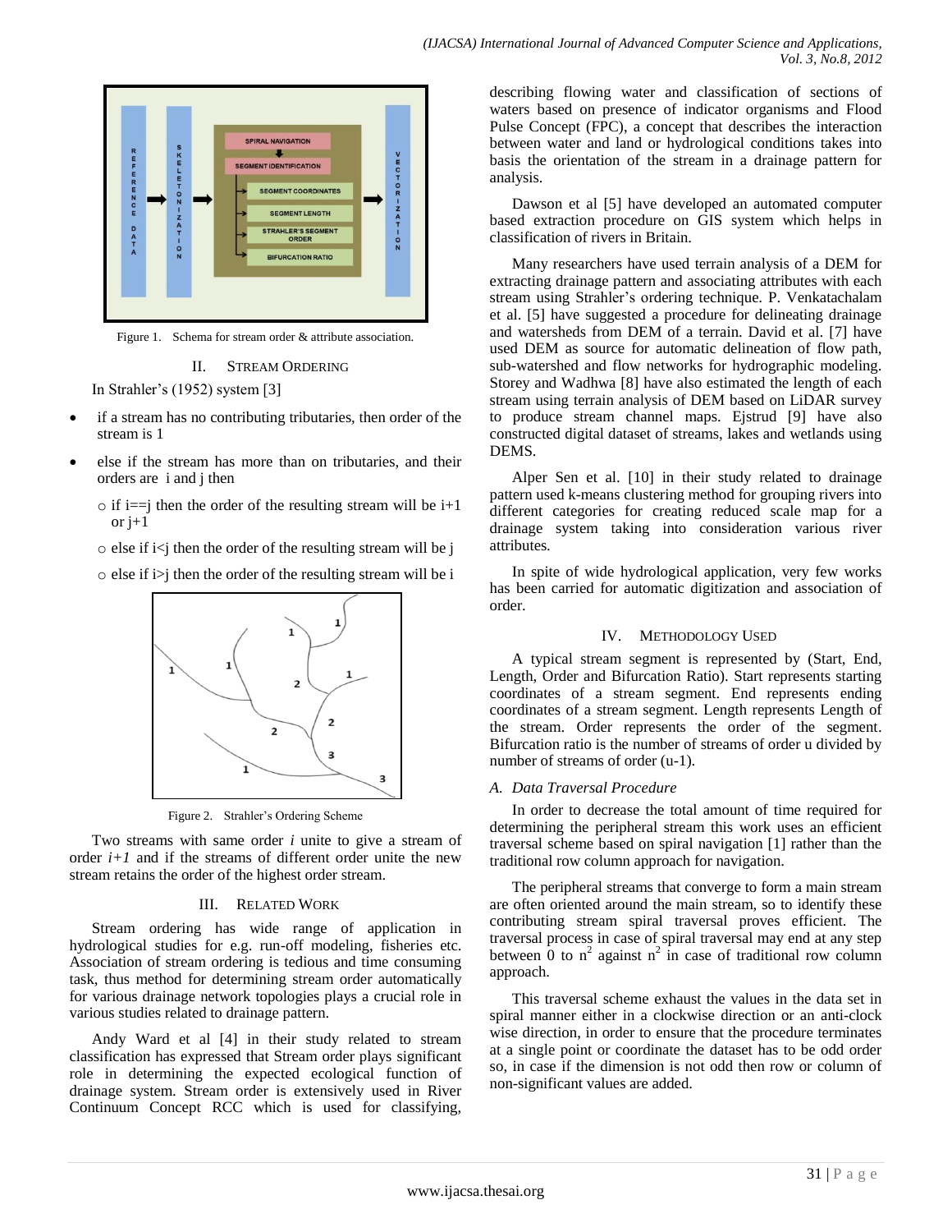Figure 1. Schema for stream order & attribute association.

## II. Stream Ordering

In Strahler's (1952) system [3]

- if a stream has no contributing tributaries, then order of the stream is 1
- else if the stream has more than on tributaries, and their orders are i and j then
  - if i==j then the order of the resulting stream will be i+1 or j+1
  - else if i<j then the order of the resulting stream will be j
  - else if i>j then the order of the resulting stream will be i

Figure 2. Strahler's Ordering Scheme

Two streams with same order *i* unite to give a stream of order *i+1* and if the streams of different order unite the new stream retains the order of the highest order stream.

## III. Related Work

Stream ordering has wide range of application in hydrological studies for e.g. run-off modeling, fisheries etc. Association of stream ordering is tedious and time consuming task, thus method for determining stream order automatically for various drainage network topologies plays a crucial role in various studies related to drainage pattern.

Andy Ward et al [4] in their study related to stream classification has expressed that Stream order plays significant role in determining the expected ecological function of drainage system. Stream order is extensively used in River Continuum Concept RCC which is used for classifying, describing flowing water and classification of sections of waters based on presence of indicator organisms and Flood Pulse Concept (FPC), a concept that describes the interaction between water and land or hydrological conditions takes into basis the orientation of the stream in a drainage pattern for analysis.

Dawson et al [5] have developed an automated computer based extraction procedure on GIS system which helps in classification of rivers in Britain.

Many researchers have used terrain analysis of a DEM for extracting drainage pattern and associating attributes with each stream using Strahler's ordering technique. P. Venkatachalam et al. [5] have suggested a procedure for delineating drainage and watersheds from DEM of a terrain. David et al. [7] have used DEM as source for automatic delineation of flow path, sub-watershed and flow networks for hydrographic modeling. Storey and Wadhwa [8] have also estimated the length of each stream using terrain analysis of DEM based on LiDAR survey to produce stream channel maps. Ejstrud [9] have also constructed digital dataset of streams, lakes and wetlands using DEMS.

Alper Sen et al. [10] in their study related to drainage pattern used k-means clustering method for grouping rivers into different categories for creating reduced scale map for a drainage system taking into consideration various river attributes.

In spite of wide hydrological application, very few works has been carried for automatic digitization and association of order.

## IV. Methodology Used

A typical stream segment is represented by (Start, End, Length, Order and Bifurcation Ratio). Start represents starting coordinates of a stream segment. End represents ending coordinates of a stream segment. Length represents Length of the stream. Order represents the order of the segment. Bifurcation ratio is the number of streams of order u divided by number of streams of order (u-1).

### *A. Data Traversal Procedure*

In order to decrease the total amount of time required for determining the peripheral stream this work uses an efficient traversal scheme based on spiral navigation [1] rather than the traditional row column approach for navigation.

The peripheral streams that converge to form a main stream are often oriented around the main stream, so to identify these contributing stream spiral traversal proves efficient. The traversal process in case of spiral traversal may end at any step between 0 to $n^2$ against $n^2$ in case of traditional row column approach.

This traversal scheme exhaust the values in the data set in spiral manner either in a clockwise direction or an anti-clock wise direction, in order to ensure that the procedure terminates at a single point or coordinate the dataset has to be odd order so, in case if the dimension is not odd then row or column of non-significant values are added.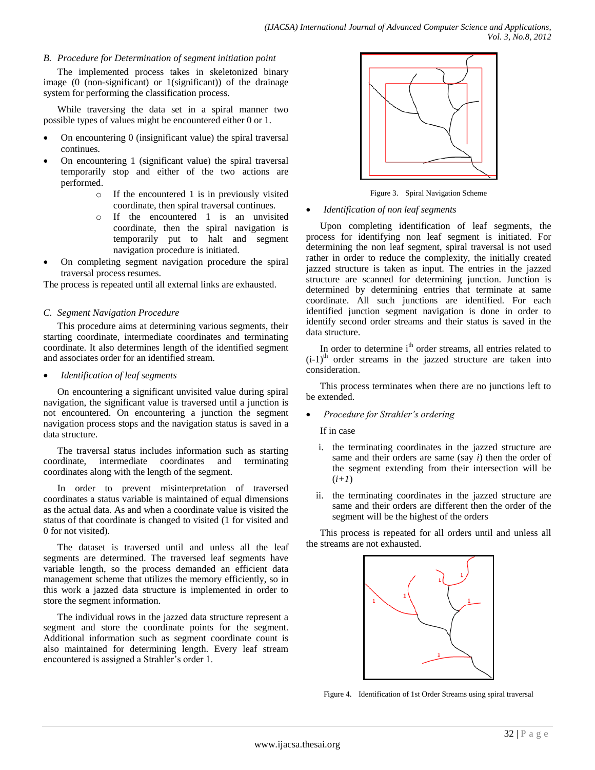### B. Procedure for Determination of segment initiation point

The implemented process takes in skeletonized binary image (0 (non-significant) or 1(significant)) of the drainage system for performing the classification process.

While traversing the data set in a spiral manner two possible types of values might be encountered either 0 or 1.

- On encountering 0 (insignificant value) the spiral traversal continues.
- On encountering 1 (significant value) the spiral traversal temporarily stop and either of the two actions are performed.
  - If the encountered 1 is in previously visited coordinate, then spiral traversal continues.
  - If the encountered 1 is an unvisited coordinate, then the spiral navigation is temporarily put to halt and segment navigation procedure is initiated.
- On completing segment navigation procedure the spiral traversal process resumes.

The process is repeated until all external links are exhausted.

### C. Segment Navigation Procedure

This procedure aims at determining various segments, their starting coordinate, intermediate coordinates and terminating coordinate. It also determines length of the identified segment and associates order for an identified stream.

- *Identification of leaf segments*

On encountering a significant unvisited value during spiral navigation, the significant value is traversed until a junction is not encountered. On encountering a junction the segment navigation process stops and the navigation status is saved in a data structure.

The traversal status includes information such as starting coordinate, intermediate coordinates and terminating coordinates along with the length of the segment.

In order to prevent misinterpretation of traversed coordinates a status variable is maintained of equal dimensions as the actual data. As and when a coordinate value is visited the status of that coordinate is changed to visited (1 for visited and 0 for not visited).

The dataset is traversed until and unless all the leaf segments are determined. The traversed leaf segments have variable length, so the process demanded an efficient data management scheme that utilizes the memory efficiently, so in this work a jazzed data structure is implemented in order to store the segment information.

The individual rows in the jazzed data structure represent a segment and store the coordinate points for the segment. Additional information such as segment coordinate count is also maintained for determining length. Every leaf stream encountered is assigned a Strahler's order 1.

Figure 3. Spiral Navigation Scheme

- *Identification of non leaf segments*

Upon completing identification of leaf segments, the process for identifying non leaf segment is initiated. For determining the non leaf segment, spiral traversal is not used rather in order to reduce the complexity, the initially created jazzed structure is taken as input. The entries in the jazzed structure are scanned for determining junction. Junction is determined by determining entries that terminate at same coordinate. All such junctions are identified. For each identified junction segment navigation is done in order to identify second order streams and their status is saved in the data structure.

In order to determine $i^{th}$ order streams, all entries related to $(i-1)^{th}$ order streams in the jazzed structure are taken into consideration.

This process terminates when there are no junctions left to be extended.

- *Procedure for Strahler's ordering*

If in case

i. the terminating coordinates in the jazzed structure are same and their orders are same (say $i$) then the order of the segment extending from their intersection will be $(i+1)$
ii. the terminating coordinates in the jazzed structure are same and their orders are different then the order of the segment will be the highest of the orders

This process is repeated for all orders until and unless all the streams are not exhausted.

Figure 4. Identification of 1st Order Streams using spiral traversal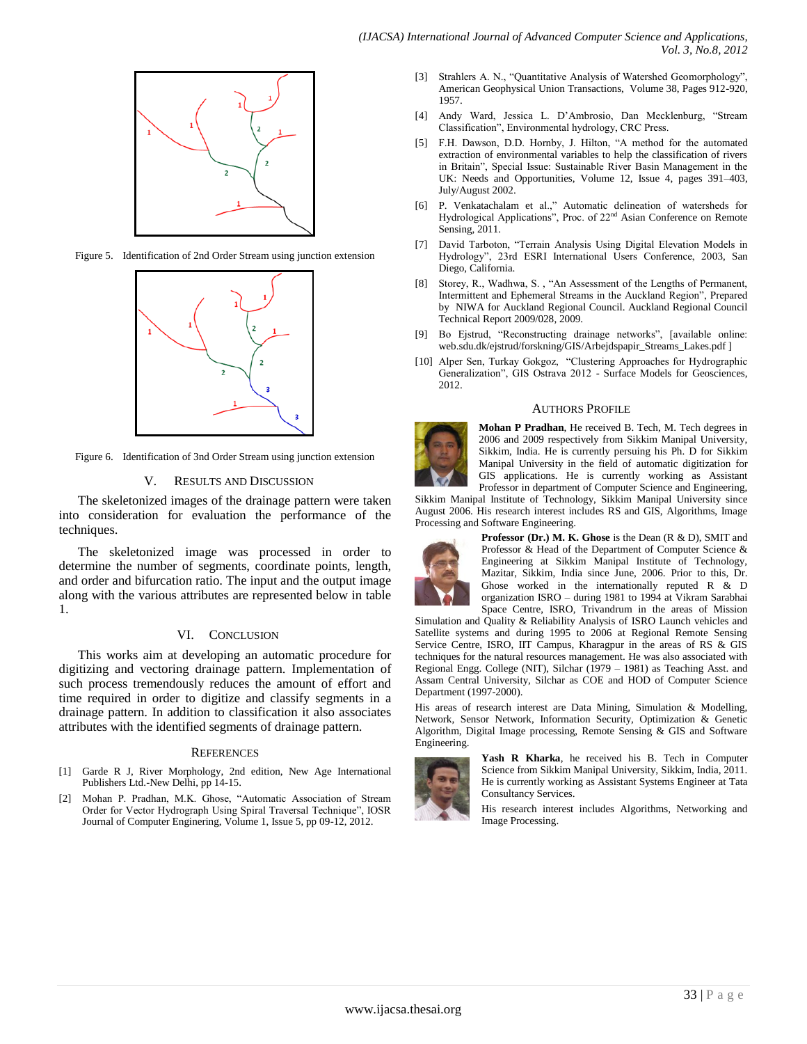Figure 5. Identification of 2nd Order Stream using junction extension

Figure 6. Identification of 3nd Order Stream using junction extension

## V. Results and Discussion

The skeletonized images of the drainage pattern were taken into consideration for evaluation the performance of the techniques.

The skeletonized image was processed in order to determine the number of segments, coordinate points, length, and order and bifurcation ratio. The input and the output image along with the various attributes are represented below in table 1.

## VI. Conclusion

This works aim at developing an automatic procedure for digitizing and vectoring drainage pattern. Implementation of such process tremendously reduces the amount of effort and time required in order to digitize and classify segments in a drainage pattern. In addition to classification it also associates attributes with the identified segments of drainage pattern.

## References

[1] Garde R J, River Morphology, 2nd edition, New Age International Publishers Ltd.-New Delhi, pp 14-15.

[2] Mohan P. Pradhan, M.K. Ghose, "Automatic Association of Stream Order for Vector Hydrograph Using Spiral Traversal Technique", IOSR Journal of Computer Enginering, Volume 1, Issue 5, pp 09-12, 2012.

[3] Strahlers A. N., "Quantitative Analysis of Watershed Geomorphology", American Geophysical Union Transactions, Volume 38, Pages 912-920, 1957.

[4] Andy Ward, Jessica L. D'Ambrosio, Dan Mecklenburg, "Stream Classification", Environmental hydrology, CRC Press.

[5] F.H. Dawson, D.D. Hornby, J. Hilton, "A method for the automated extraction of environmental variables to help the classification of rivers in Britain", Special Issue: Sustainable River Basin Management in the UK: Needs and Opportunities, Volume 12, Issue 4, pages 391–403, July/August 2002.

[6] P. Venkatachalam et al.," Automatic delineation of watersheds for Hydrological Applications", Proc. of 22nd Asian Conference on Remote Sensing, 2011.

[7] David Tarboton, "Terrain Analysis Using Digital Elevation Models in Hydrology", 23rd ESRI International Users Conference, 2003, San Diego, California.

[8] Storey, R., Wadhwa, S. , "An Assessment of the Lengths of Permanent, Intermittent and Ephemeral Streams in the Auckland Region", Prepared by NIWA for Auckland Regional Council. Auckland Regional Council Technical Report 2009/028, 2009.

[9] Bo Ejstrud, "Reconstructing drainage networks", [available online: web.sdu.dk/ejstrud/forskning/GIS/Arbejdspapir_Streams_Lakes.pdf ]

[10] Alper Sen, Turkay Gokgoz, "Clustering Approaches for Hydrographic Generalization", GIS Ostrava 2012 - Surface Models for Geosciences, 2012.

## Authors Profile

**Mohan P Pradhan**, He received B. Tech, M. Tech degrees in 2006 and 2009 respectively from Sikkim Manipal University, Sikkim, India. He is currently persuing his Ph. D for Sikkim Manipal University in the field of automatic digitization for GIS applications. He is currently working as Assistant Professor in department of Computer Science and Engineering, Sikkim Manipal Institute of Technology, Sikkim Manipal University since August 2006. His research interest includes RS and GIS, Algorithms, Image Processing and Software Engineering.

**Professor (Dr.) M. K. Ghose** is the Dean (R & D), SMIT and Professor & Head of the Department of Computer Science & Engineering at Sikkim Manipal Institute of Technology, Mazitar, Sikkim, India since June, 2006. Prior to this, Dr. Ghose worked in the internationally reputed R & D organization ISRO – during 1981 to 1994 at Vikram Sarabhai Space Centre, ISRO, Trivandrum in the areas of Mission Simulation and Quality & Reliability Analysis of ISRO Launch vehicles and Satellite systems and during 1995 to 2006 at Regional Remote Sensing Service Centre, ISRO, IIT Campus, Kharagpur in the areas of RS & GIS techniques for the natural resources management. He was also associated with Regional Engg. College (NIT), Silchar (1979 – 1981) as Teaching Asst. and Assam Central University, Silchar as COE and HOD of Computer Science Department (1997-2000).

His areas of research interest are Data Mining, Simulation & Modelling, Network, Sensor Network, Information Security, Optimization & Genetic Algorithm, Digital Image processing, Remote Sensing & GIS and Software Engineering.

**Yash R Kharka**, he received his B. Tech in Computer Science from Sikkim Manipal University, Sikkim, India, 2011. He is currently working as Assistant Systems Engineer at Tata Consultancy Services.

His research interest includes Algorithms, Networking and Image Processing.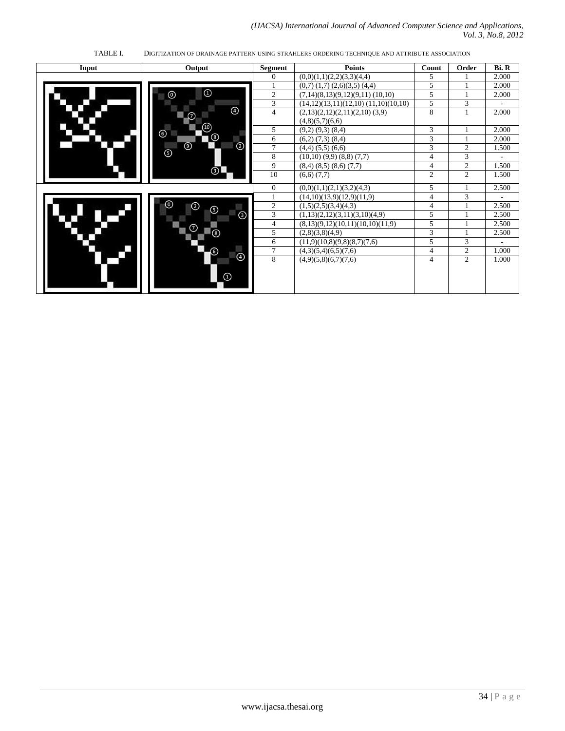TABLE I. DIGITIZATION OF DRAINAGE PATTERN USING STRAHLERS ORDERING TECHNIQUE AND ATTRIBUTE ASSOCIATION

| Input | Output | Segment | Points | Count | Order | Bi. R |
|---|---|---|---|---|---|---|
| | | 0 | (0,0)(1,1)(2,2)(3,3)(4,4) | 5 | 1 | 2.000 |
| | | 1 | (0,7) (1,7) (2,6)(3,5) (4,4) | 5 | 1 | 2.000 |
| | | 2 | (7,14)(8,13)(9,12)(9,11) (10,10) | 5 | 1 | 2.000 |
| | | 3 | (14,12)(13,11)(12,10) (11,10)(10,10) | 5 | 3 | - |
| | | 4 | (2,13)(2,12)(2,11)(2,10) (3,9) (4,8)(5,7)(6,6) | 8 | 1 | 2.000 |
| | | 5 | (9,2) (9,3) (8,4) | 3 | 1 | 2.000 |
| | | 6 | (6,2) (7,3) (8,4) | 3 | 1 | 2.000 |
| | | 7 | (4,4) (5,5) (6,6) | 3 | 2 | 1.500 |
| | | 8 | (10,10) (9,9) (8,8) (7,7) | 4 | 3 | - |
| | | 9 | (8,4) (8,5) (8,6) (7,7) | 4 | 2 | 1.500 |
| | | 10 | (6,6) (7,7) | 2 | 2 | 1.500 |
| | | 0 | (0,0)(1,1)(2,1)(3,2)(4,3) | 5 | 1 | 2.500 |
| | | 1 | (14,10)(13,9)(12,9)(11,9) | 4 | 3 | - |
| | | 2 | (1,5)(2,5)(3,4)(4,3) | 4 | 1 | 2.500 |
| | | 3 | (1,13)(2,12)(3,11)(3,10)(4,9) | 5 | 1 | 2.500 |
| | | 4 | (8,13)(9,12)(10,11)(10,10)(11,9) | 5 | 1 | 2.500 |
| | | 5 | (2,8)(3,8)(4,9) | 3 | 1 | 2.500 |
| | | 6 | (11,9)(10,8)(9,8)(8,7)(7,6) | 5 | 3 | - |
| | | 7 | (4,3)(5,4)(6,5)(7,6) | 4 | 2 | 1.000 |
| | | 8 | (4,9)(5,8)(6,7)(7,6) | 4 | 2 | 1.000 |